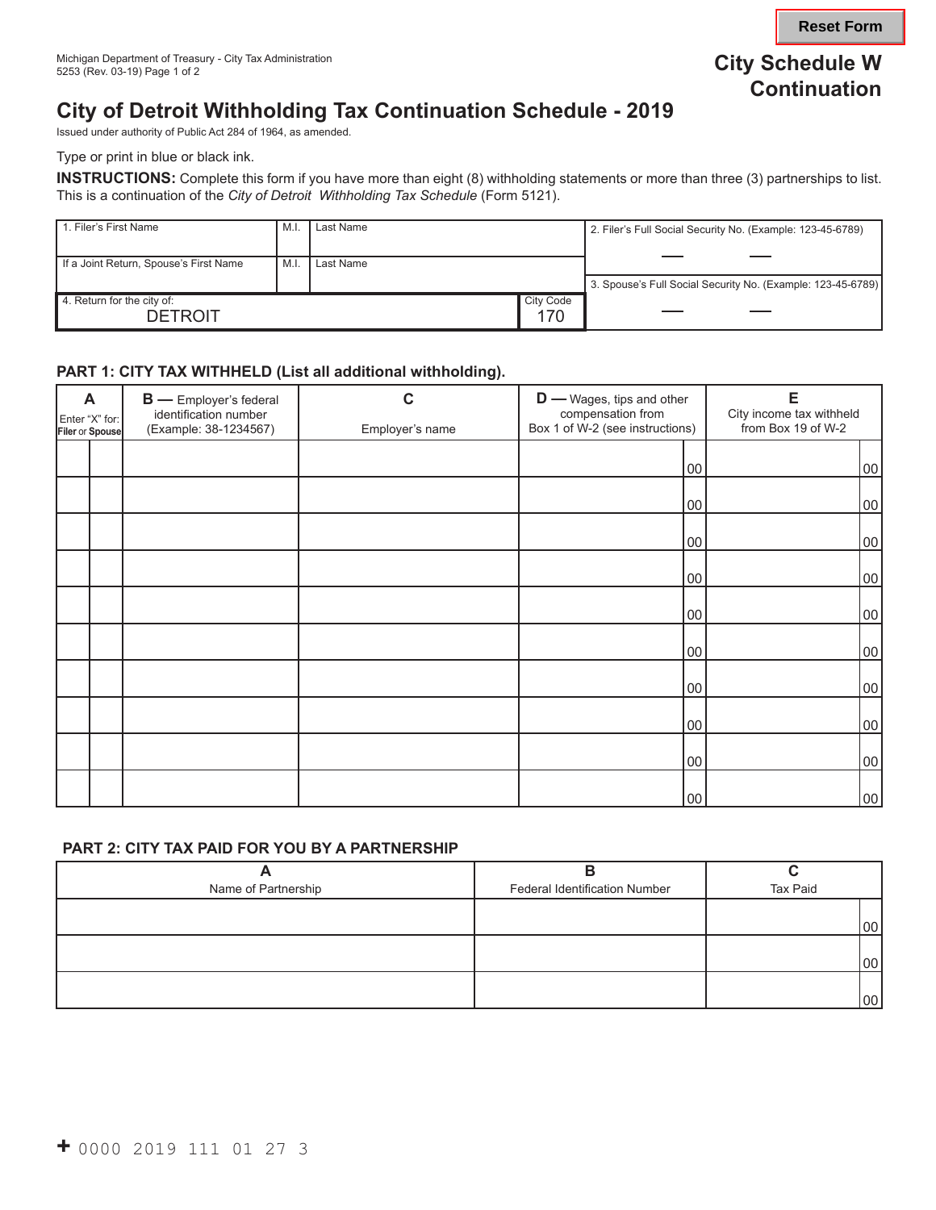Michigan Department of Treasury - City Tax Administration
5253 (Rev. 03-19) Page 1 of 2

**City Schedule W Continuation**

# City of Detroit Withholding Tax Continuation Schedule - 2019

Issued under authority of Public Act 284 of 1964, as amended.

Type or print in blue or black ink.

**INSTRUCTIONS:** Complete this form if you have more than eight (8) withholding statements or more than three (3) partnerships to list. This is a continuation of the *City of Detroit Withholding Tax Schedule* (Form 5121).

| 1. Filer's First Name | M.I. | Last Name | 2. Filer's Full Social Security No. (Example: 123-45-6789) |
|---|---|---|---|
| If a Joint Return, Spouse's First Name | M.I. | Last Name | 3. Spouse's Full Social Security No. (Example: 123-45-6789) |
| 4. Return for the city of: DETROIT | | City Code 170 | |

## PART 1: CITY TAX WITHHELD (List all additional withholding).

| A Enter "X" for: Filer | Spouse | B — Employer's federal identification number (Example: 38-1234567) | C Employer's name | D — Wages, tips and other compensation from Box 1 of W-2 (see instructions) | E City income tax withheld from Box 19 of W-2 |
|---|---|---|---|---|---|
| | | | | 00 | 00 |
| | | | | 00 | 00 |
| | | | | 00 | 00 |
| | | | | 00 | 00 |
| | | | | 00 | 00 |
| | | | | 00 | 00 |
| | | | | 00 | 00 |
| | | | | 00 | 00 |
| | | | | 00 | 00 |
| | | | | 00 | 00 |

## PART 2: CITY TAX PAID FOR YOU BY A PARTNERSHIP

| A Name of Partnership | B Federal Identification Number | C Tax Paid |
|---|---|---|
| | | 00 |
| | | 00 |
| | | 00 |

+ 0000 2019 111 01 27 3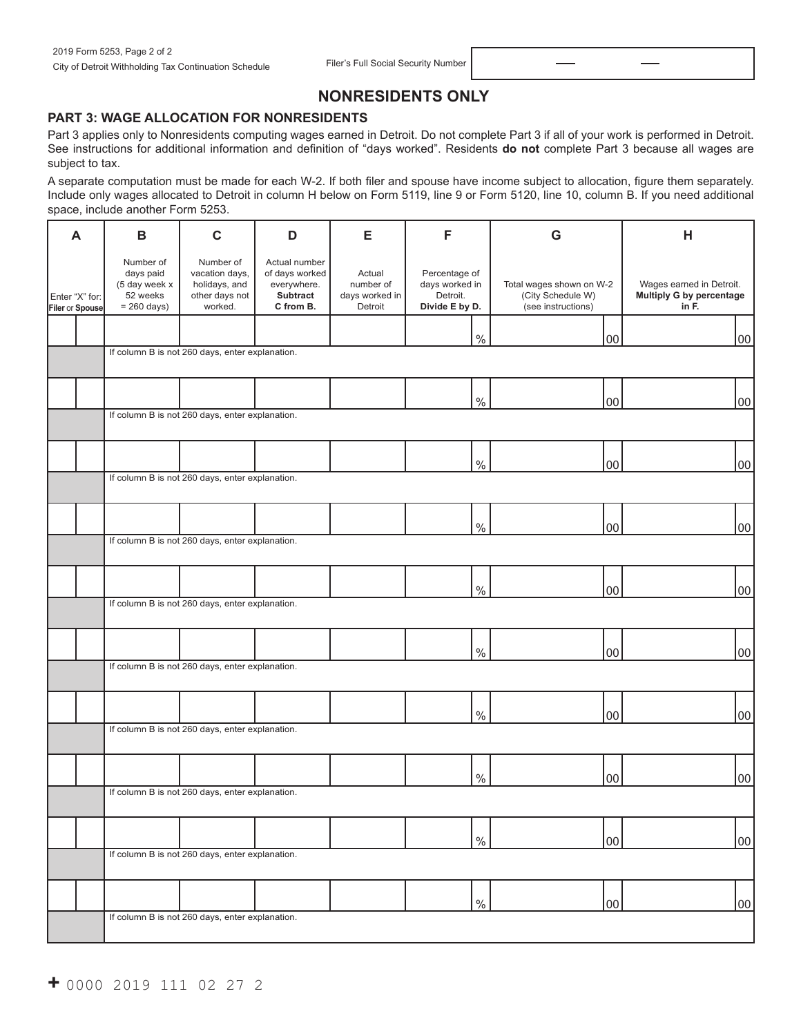2019 Form 5253, Page 2 of 2
City of Detroit Withholding Tax Continuation Schedule

Filer's Full Social Security Number

## NONRESIDENTS ONLY

### PART 3: WAGE ALLOCATION FOR NONRESIDENTS

Part 3 applies only to Nonresidents computing wages earned in Detroit. Do not complete Part 3 if all of your work is performed in Detroit. See instructions for additional information and definition of "days worked". Residents **do not** complete Part 3 because all wages are subject to tax.

A separate computation must be made for each W-2. If both filer and spouse have income subject to allocation, figure them separately. Include only wages allocated to Detroit in column H below on Form 5119, line 9 or Form 5120, line 10, column B. If you need additional space, include another Form 5253.

| A | | B | C | D | E | F | G | H |
|---|---|---|---|---|---|---|---|---|
| Enter "X" for: **Filer** | **Spouse** | Number of days paid (5 day week x 52 weeks = 260 days) | Number of vacation days, holidays, and other days not worked. | Actual number of days worked everywhere. **Subtract C from B.** | Actual number of days worked in Detroit | Percentage of days worked in Detroit. **Divide E by D.** | Total wages shown on W-2 (City Schedule W) (see instructions) | Wages earned in Detroit. **Multiply G by percentage in F.** |
| | | | | | | % | 00 | 00 |
| | | If column B is not 260 days, enter explanation. | | | | | | |
| | | | | | | % | 00 | 00 |
| | | If column B is not 260 days, enter explanation. | | | | | | |
| | | | | | | % | 00 | 00 |
| | | If column B is not 260 days, enter explanation. | | | | | | |
| | | | | | | % | 00 | 00 |
| | | If column B is not 260 days, enter explanation. | | | | | | |
| | | | | | | % | 00 | 00 |
| | | If column B is not 260 days, enter explanation. | | | | | | |
| | | | | | | % | 00 | 00 |
| | | If column B is not 260 days, enter explanation. | | | | | | |
| | | | | | | % | 00 | 00 |
| | | If column B is not 260 days, enter explanation. | | | | | | |
| | | | | | | % | 00 | 00 |
| | | If column B is not 260 days, enter explanation. | | | | | | |
| | | | | | | % | 00 | 00 |
| | | If column B is not 260 days, enter explanation. | | | | | | |
| | | | | | | % | 00 | 00 |
| | | If column B is not 260 days, enter explanation. | | | | | | |

+ 0000 2019 111 02 27 2